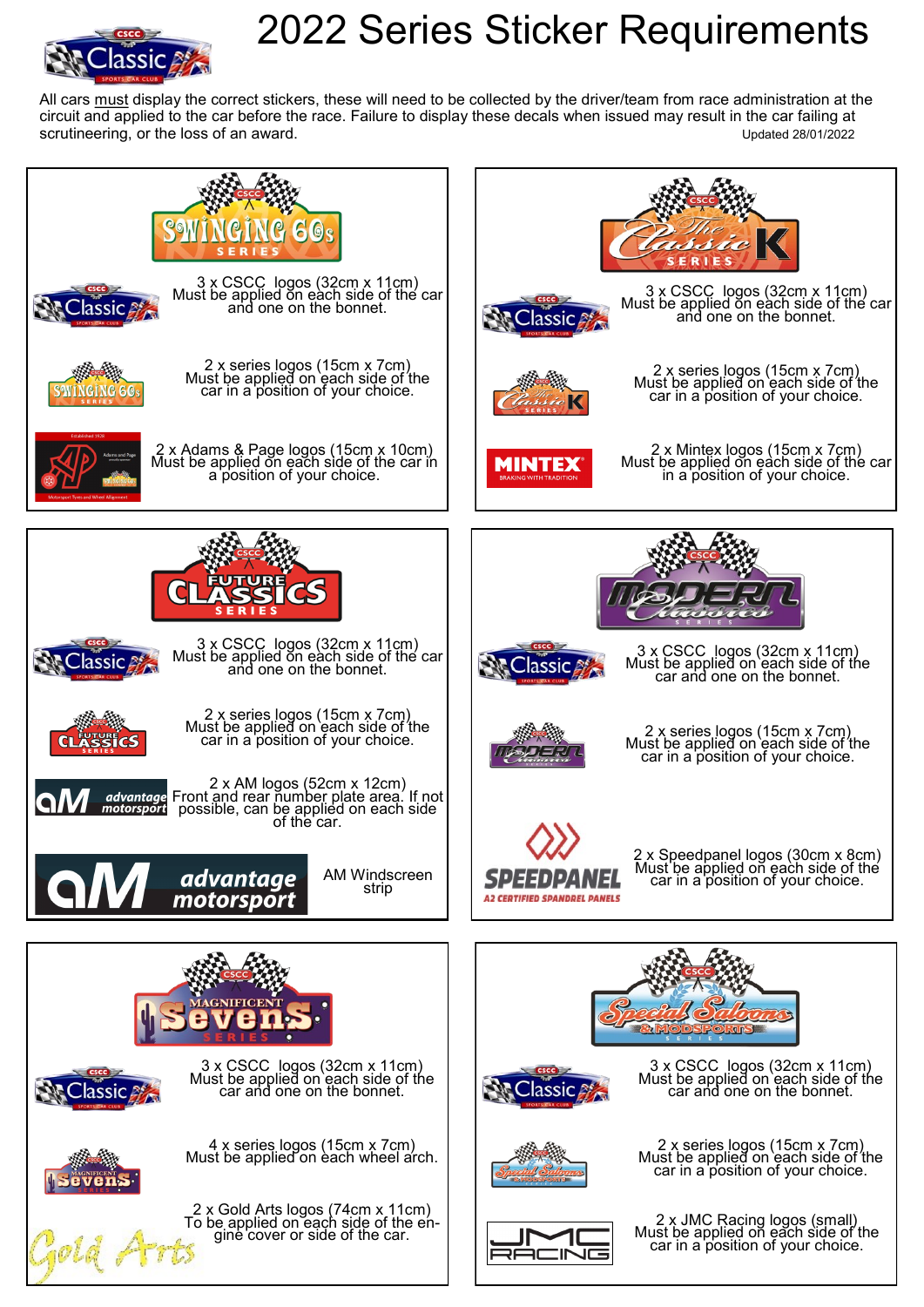# 2022 Series Sticker Requirements

All cars must display the correct stickers, these will need to be collected by the driver/team from race administration at the circuit and applied to the car before the race. Failure to display these decals when issued may result in the car failing at scrutineering, or the loss of an award.

Updated 28/01/2022

## Swinging 60s Series

3 x CSCC logos (32cm x 11cm)
Must be applied on each side of the car and one on the bonnet.

2 x series logos (15cm x 7cm)
Must be applied on each side of the car in a position of your choice.

2 x Adams & Page logos (15cm x 10cm)
Must be applied on each side of the car in a position of your choice.

## The Classic K Series

3 x CSCC logos (32cm x 11cm)
Must be applied on each side of the car and one on the bonnet.

2 x series logos (15cm x 7cm)
Must be applied on each side of the car in a position of your choice.

2 x Mintex logos (15cm x 7cm)
Must be applied on each side of the car in a position of your choice.

## Future Classics Series

3 x CSCC logos (32cm x 11cm)
Must be applied on each side of the car and one on the bonnet.

2 x series logos (15cm x 7cm)
Must be applied on each side of the car in a position of your choice.

2 x AM logos (52cm x 12cm)
Front and rear number plate area. If not possible, can be applied on each side of the car.

AM Windscreen strip

## Modern Classics Series

3 x CSCC logos (32cm x 11cm)
Must be applied on each side of the car and one on the bonnet.

2 x series logos (15cm x 7cm)
Must be applied on each side of the car in a position of your choice.

2 x Speedpanel logos (30cm x 8cm)
Must be applied on each side of the car in a position of your choice.

## Magnificent Sevens Series

3 x CSCC logos (32cm x 11cm)
Must be applied on each side of the car and one on the bonnet.

4 x series logos (15cm x 7cm)
Must be applied on each wheel arch.

2 x Gold Arts logos (74cm x 11cm)
To be applied on each side of the engine cover or side of the car.

## Special Saloons & Modsports Series

3 x CSCC logos (32cm x 11cm)
Must be applied on each side of the car and one on the bonnet.

2 x series logos (15cm x 7cm)
Must be applied on each side of the car in a position of your choice.

2 x JMC Racing logos (small)
Must be applied on each side of the car in a position of your choice.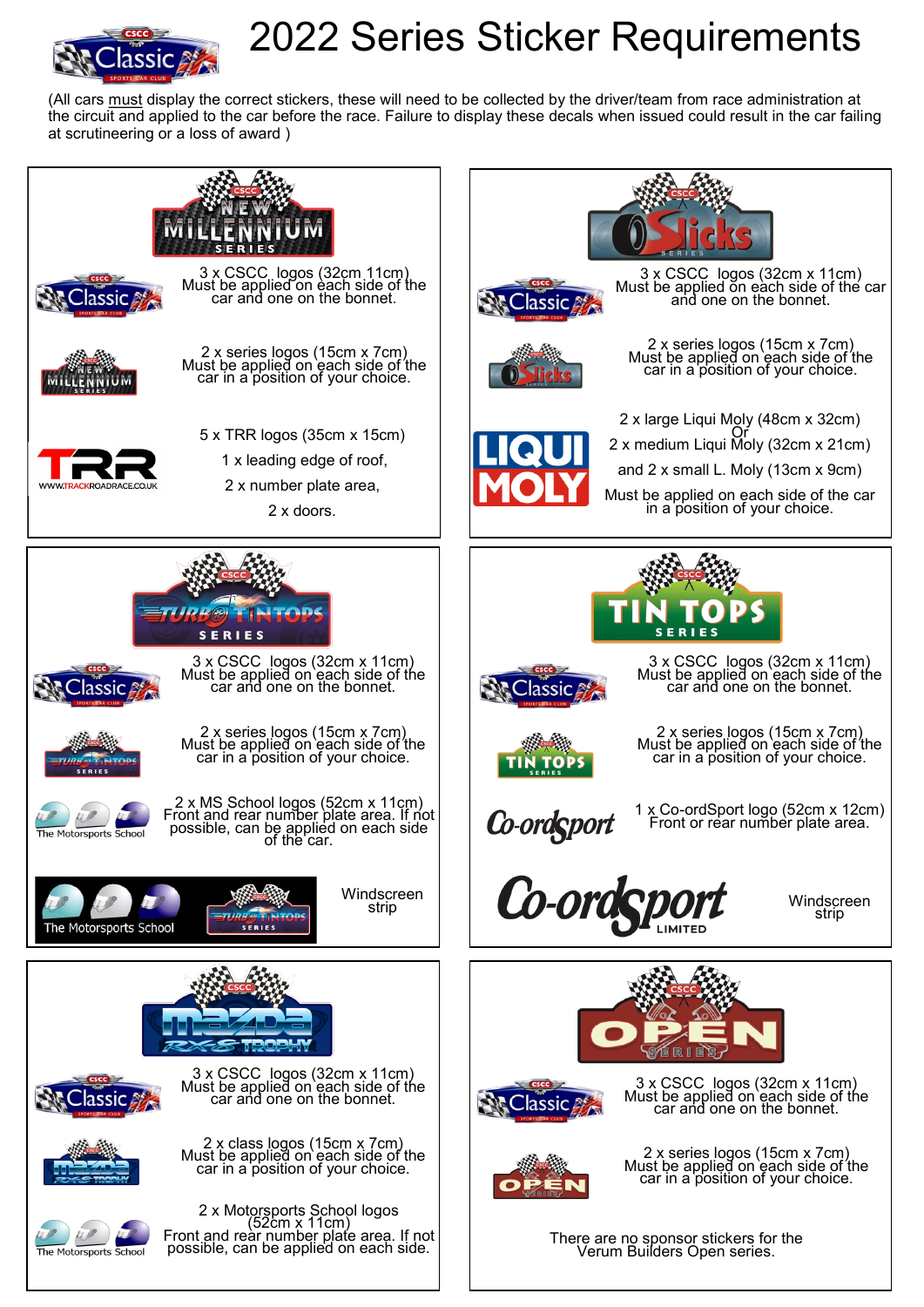# 2022 Series Sticker Requirements

(All cars must display the correct stickers, these will need to be collected by the driver/team from race administration at the circuit and applied to the car before the race. Failure to display these decals when issued could result in the car failing at scrutineering or a loss of award )

## New Millennium Series

3 x CSCC logos (32cm 11cm)
Must be applied on each side of the car and one on the bonnet.

2 x series logos (15cm x 7cm)
Must be applied on each side of the car in a position of your choice.

5 x TRR logos (35cm x 15cm)

1 x leading edge of roof,

2 x number plate area,

2 x doors.

## Slicks Series

3 x CSCC logos (32cm x 11cm)
Must be applied on each side of the car and one on the bonnet.

2 x series logos (15cm x 7cm)
Must be applied on each side of the car in a position of your choice.

2 x large Liqui Moly (48cm x 32cm)
Or
2 x medium Liqui Moly (32cm x 21cm)

and 2 x small L. Moly (13cm x 9cm)

Must be applied on each side of the car in a position of your choice.

## Turbo Tin Tops Series

3 x CSCC logos (32cm x 11cm)
Must be applied on each side of the car and one on the bonnet.

2 x series logos (15cm x 7cm)
Must be applied on each side of the car in a position of your choice.

2 x MS School logos (52cm x 11cm)
Front and rear number plate area. If not possible, can be applied on each side of the car.

Windscreen strip

## Tin Tops Series

3 x CSCC logos (32cm x 11cm)
Must be applied on each side of the car and one on the bonnet.

2 x series logos (15cm x 7cm)
Must be applied on each side of the car in a position of your choice.

1 x Co-ordSport logo (52cm x 12cm)
Front or rear number plate area.

Windscreen strip

## Mazda RX-8 Trophy

3 x CSCC logos (32cm x 11cm)
Must be applied on each side of the car and one on the bonnet.

2 x class logos (15cm x 7cm)
Must be applied on each side of the car in a position of your choice.

2 x Motorsports School logos
(52cm x 11cm)
Front and rear number plate area. If not possible, can be applied on each side.

## Open Series

3 x CSCC logos (32cm x 11cm)
Must be applied on each side of the car and one on the bonnet.

2 x series logos (15cm x 7cm)
Must be applied on each side of the car in a position of your choice.

There are no sponsor stickers for the Verum Builders Open series.